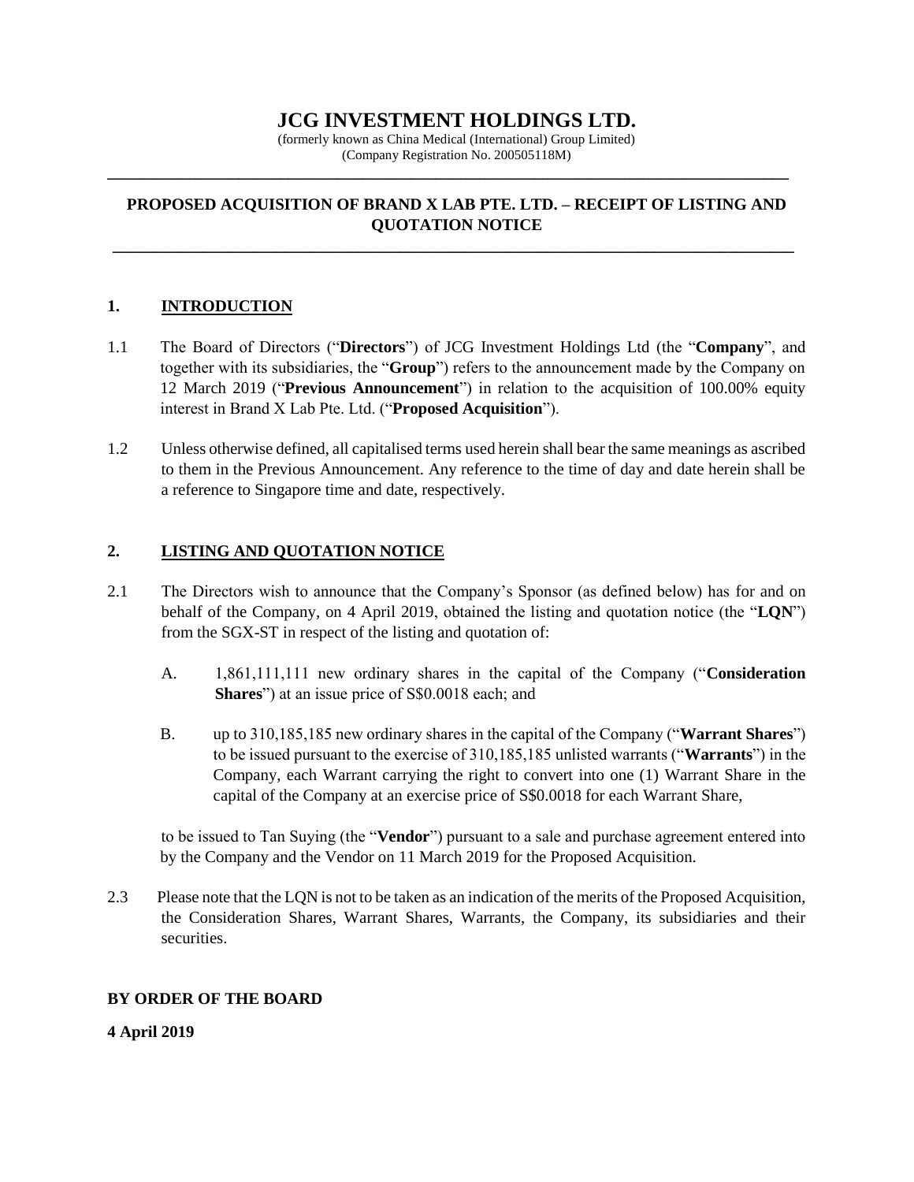# JCG INVESTMENT HOLDINGS LTD.

(formerly known as China Medical (International) Group Limited)
(Company Registration No. 200505118M)

---

## PROPOSED ACQUISITION OF BRAND X LAB PTE. LTD. – RECEIPT OF LISTING AND QUOTATION NOTICE

---

### 1. INTRODUCTION

1.1 The Board of Directors ("**Directors**") of JCG Investment Holdings Ltd (the "**Company**", and together with its subsidiaries, the "**Group**") refers to the announcement made by the Company on 12 March 2019 ("**Previous Announcement**") in relation to the acquisition of 100.00% equity interest in Brand X Lab Pte. Ltd. ("**Proposed Acquisition**").

1.2 Unless otherwise defined, all capitalised terms used herein shall bear the same meanings as ascribed to them in the Previous Announcement. Any reference to the time of day and date herein shall be a reference to Singapore time and date, respectively.

### 2. LISTING AND QUOTATION NOTICE

2.1 The Directors wish to announce that the Company's Sponsor (as defined below) has for and on behalf of the Company, on 4 April 2019, obtained the listing and quotation notice (the "**LQN**") from the SGX-ST in respect of the listing and quotation of:

A. 1,861,111,111 new ordinary shares in the capital of the Company ("**Consideration Shares**") at an issue price of S$0.0018 each; and

B. up to 310,185,185 new ordinary shares in the capital of the Company ("**Warrant Shares**") to be issued pursuant to the exercise of 310,185,185 unlisted warrants ("**Warrants**") in the Company, each Warrant carrying the right to convert into one (1) Warrant Share in the capital of the Company at an exercise price of S$0.0018 for each Warrant Share,

to be issued to Tan Suying (the "**Vendor**") pursuant to a sale and purchase agreement entered into by the Company and the Vendor on 11 March 2019 for the Proposed Acquisition.

2.3 Please note that the LQN is not to be taken as an indication of the merits of the Proposed Acquisition, the Consideration Shares, Warrant Shares, Warrants, the Company, its subsidiaries and their securities.

**BY ORDER OF THE BOARD**

**4 April 2019**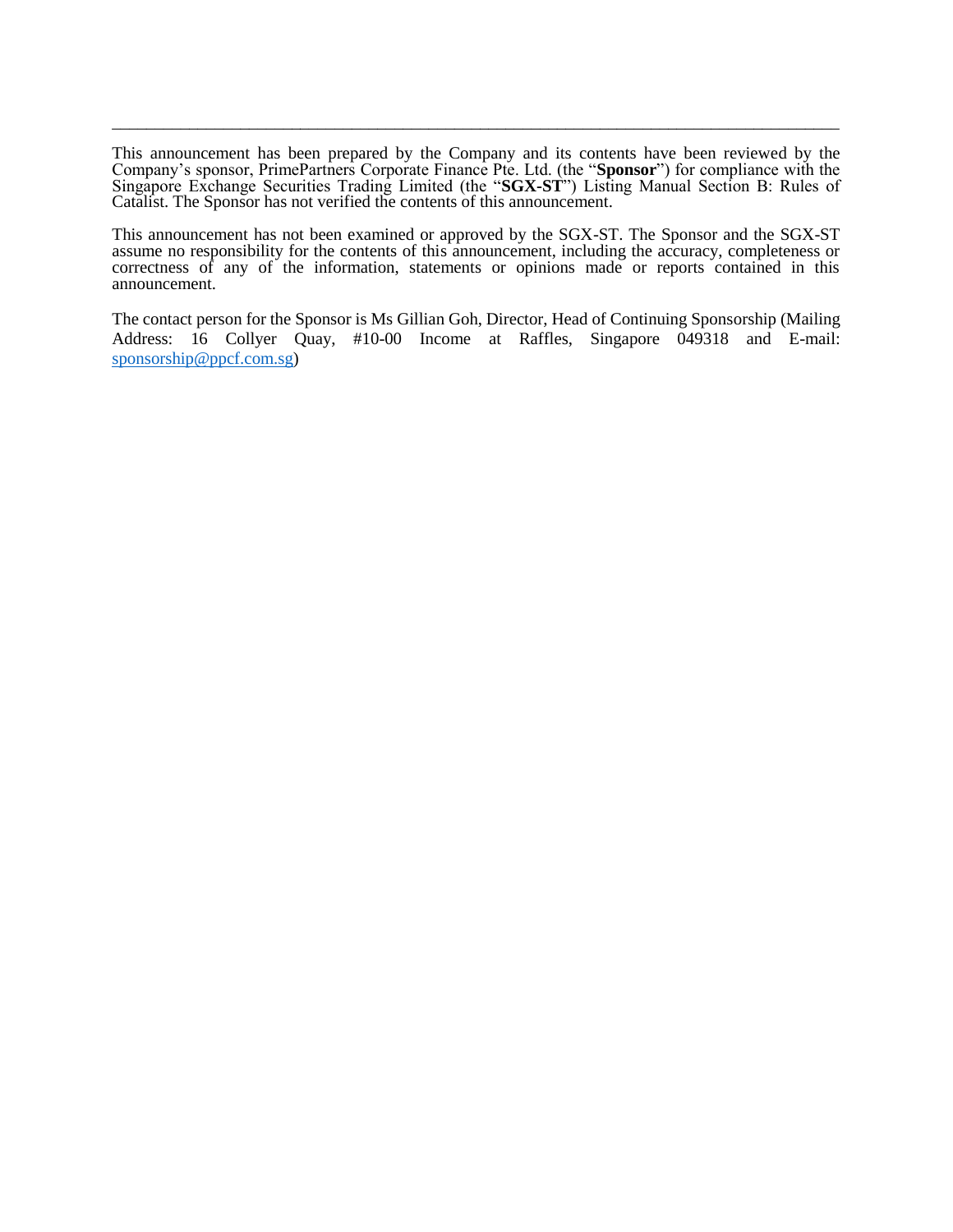---

This announcement has been prepared by the Company and its contents have been reviewed by the Company's sponsor, PrimePartners Corporate Finance Pte. Ltd. (the "**Sponsor**") for compliance with the Singapore Exchange Securities Trading Limited (the "**SGX-ST**") Listing Manual Section B: Rules of Catalist. The Sponsor has not verified the contents of this announcement.

This announcement has not been examined or approved by the SGX-ST. The Sponsor and the SGX-ST assume no responsibility for the contents of this announcement, including the accuracy, completeness or correctness of any of the information, statements or opinions made or reports contained in this announcement.

The contact person for the Sponsor is Ms Gillian Goh, Director, Head of Continuing Sponsorship (Mailing Address: 16 Collyer Quay, #10-00 Income at Raffles, Singapore 049318 and E-mail: sponsorship@ppcf.com.sg)